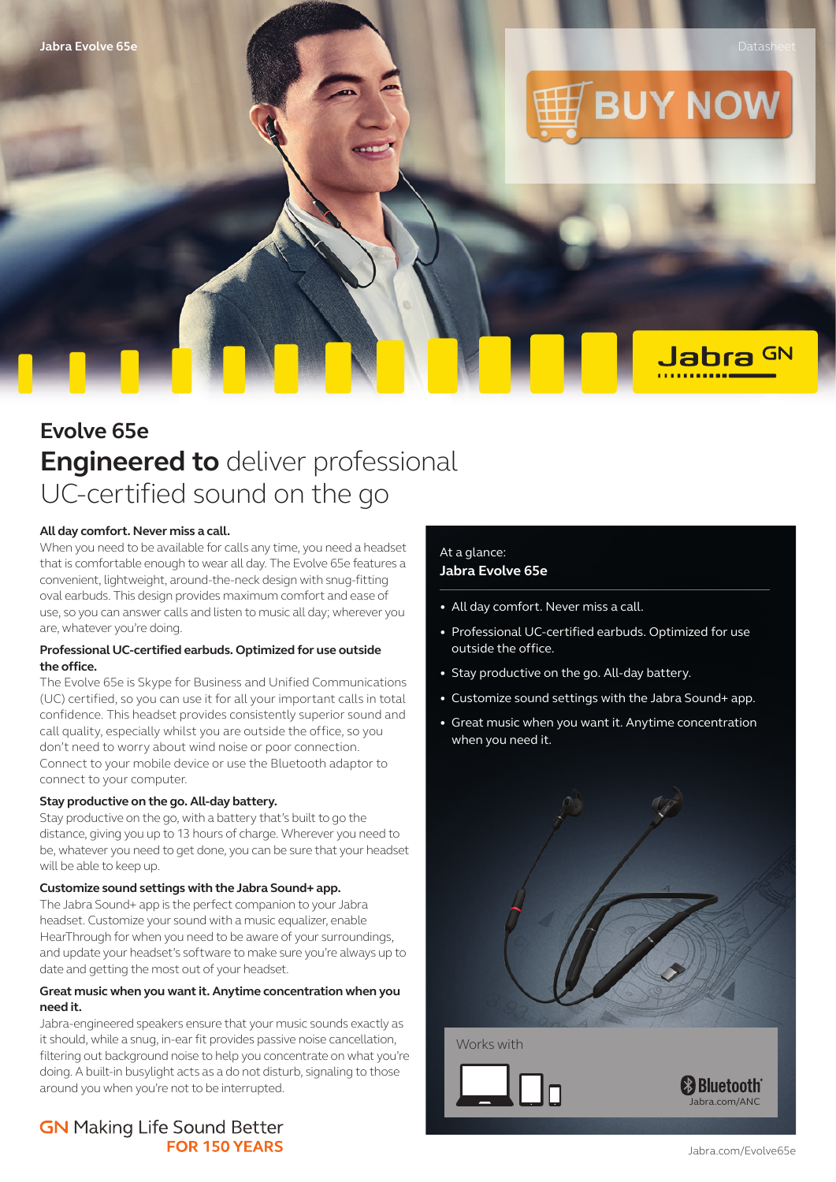Jabra Evolve 65e

Datasheet

BUY NOW

# Evolve 65e

## **Engineered to** deliver professional UC-certified sound on the go

**All day comfort. Never miss a call.**
When you need to be available for calls any time, you need a headset that is comfortable enough to wear all day. The Evolve 65e features a convenient, lightweight, around-the-neck design with snug-fitting oval earbuds. This design provides maximum comfort and ease of use, so you can answer calls and listen to music all day; wherever you are, whatever you're doing.

**Professional UC-certified earbuds. Optimized for use outside the office.**
The Evolve 65e is Skype for Business and Unified Communications (UC) certified, so you can use it for all your important calls in total confidence. This headset provides consistently superior sound and call quality, especially whilst you are outside the office, so you don't need to worry about wind noise or poor connection. Connect to your mobile device or use the Bluetooth adaptor to connect to your computer.

**Stay productive on the go. All-day battery.**
Stay productive on the go, with a battery that's built to go the distance, giving you up to 13 hours of charge. Wherever you need to be, whatever you need to get done, you can be sure that your headset will be able to keep up.

**Customize sound settings with the Jabra Sound+ app.**
The Jabra Sound+ app is the perfect companion to your Jabra headset. Customize your sound with a music equalizer, enable HearThrough for when you need to be aware of your surroundings, and update your headset's software to make sure you're always up to date and getting the most out of your headset.

**Great music when you want it. Anytime concentration when you need it.**
Jabra-engineered speakers ensure that your music sounds exactly as it should, while a snug, in-ear fit provides passive noise cancellation, filtering out background noise to help you concentrate on what you're doing. A built-in busylight acts as a do not disturb, signaling to those around you when you're not to be interrupted.

At a glance:
**Jabra Evolve 65e**

- All day comfort. Never miss a call.
- Professional UC-certified earbuds. Optimized for use outside the office.
- Stay productive on the go. All-day battery.
- Customize sound settings with the Jabra Sound+ app.
- Great music when you want it. Anytime concentration when you need it.

Works with

Bluetooth
Jabra.com/ANC

GN Making Life Sound Better
FOR 150 YEARS

Jabra.com/Evolve65e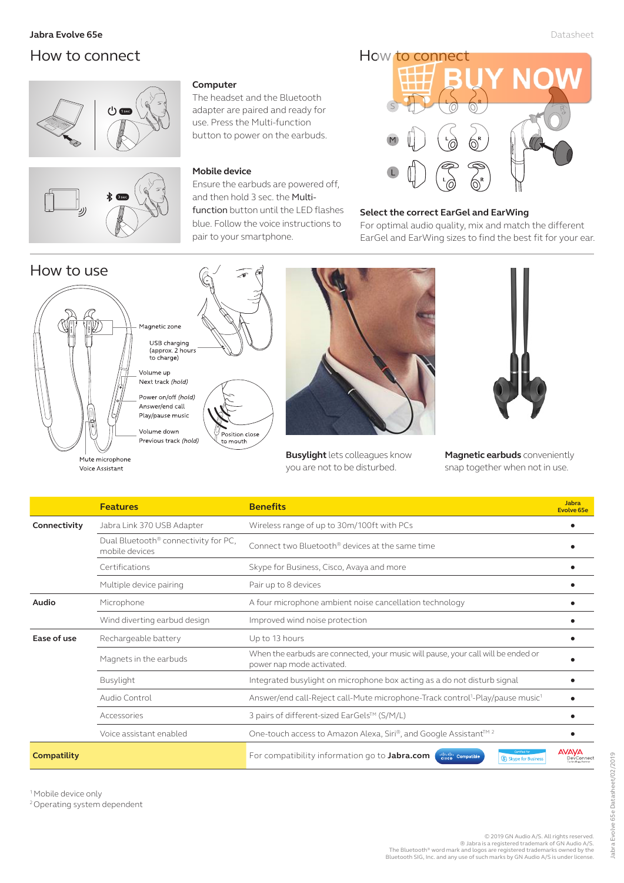Jabra Evolve 65e

## How to connect

**Computer**
The headset and the Bluetooth adapter are paired and ready for use. Press the Multi-function button to power on the earbuds.

**Mobile device**
Ensure the earbuds are powered off, and then hold 3 sec. the Multi-function button until the LED flashes blue. Follow the voice instructions to pair to your smartphone.

## How to connect

**Select the correct EarGel and EarWing**
For optimal audio quality, mix and match the different EarGel and EarWing sizes to find the best fit for your ear.

## How to use

Magnetic zone

USB charging (approx. 2 hours to charge)

Volume up
Next track *(hold)*

Power on/off *(hold)*
Answer/end call
Play/pause music

Volume down
Previous track *(hold)*

Mute microphone
Voice Assistant

Position close to mouth

**Busylight** lets colleagues know you are not to be disturbed.

**Magnetic earbuds** conveniently snap together when not in use.

| | Features | Benefits | Jabra Evolve 65e |
|---|---|---|---|
| **Connectivity** | Jabra Link 370 USB Adapter | Wireless range of up to 30m/100ft with PCs | • |
| | Dual Bluetooth® connectivity for PC, mobile devices | Connect two Bluetooth® devices at the same time | • |
| | Certifications | Skype for Business, Cisco, Avaya and more | • |
| | Multiple device pairing | Pair up to 8 devices | • |
| **Audio** | Microphone | A four microphone ambient noise cancellation technology | • |
| | Wind diverting earbud design | Improved wind noise protection | • |
| **Ease of use** | Rechargeable battery | Up to 13 hours | • |
| | Magnets in the earbuds | When the earbuds are connected, your music will pause, your call will be ended or power nap mode activated. | • |
| | Busylight | Integrated busylight on microphone box acting as a do not disturb signal | • |
| | Audio Control | Answer/end call-Reject call-Mute microphone-Track control[1]-Play/pause music[1] | • |
| | Accessories | 3 pairs of different-sized EarGels™ (S/M/L) | • |
| | Voice assistant enabled | One-touch access to Amazon Alexa, Siri®, and Google Assistant™ [2] | • |
| **Compatility** | | For compatibility information go to **Jabra.com** | |

[1] Mobile device only
[2] Operating system dependent

© 2019 GN Audio A/S. All rights reserved.
® Jabra is a registered trademark of GN Audio A/S.
The Bluetooth® word mark and logos are registered trademarks owned by the Bluetooth SIG, Inc. and any use of such marks by GN Audio A/S is under license.

Jabra Evolve 65e Datasheet/02/2019